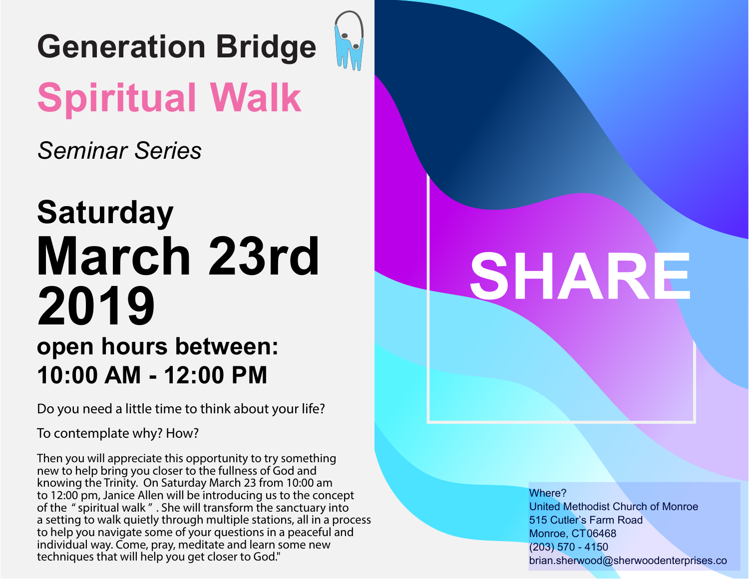# Generation Bridge

# Spiritual Walk

*Seminar Series*

## Saturday

# March 23rd 2019

## open hours between: 10:00 AM - 12:00 PM

Do you need a little time to think about your life?

To contemplate why? How?

Then you will appreciate this opportunity to try something new to help bring you closer to the fullness of God and knowing the Trinity. On Saturday March 23 from 10:00 am to 12:00 pm, Janice Allen will be introducing us to the concept of the " spiritual walk " . She will transform the sanctuary into a setting to walk quietly through multiple stations, all in a process to help you navigate some of your questions in a peaceful and individual way. Come, pray, meditate and learn some new techniques that will help you get closer to God."

# SHARE

Where?
United Methodist Church of Monroe
515 Cutler's Farm Road
Monroe, CT 06468
(203) 570 - 4150
brian.sherwood@sherwoodenterprises.co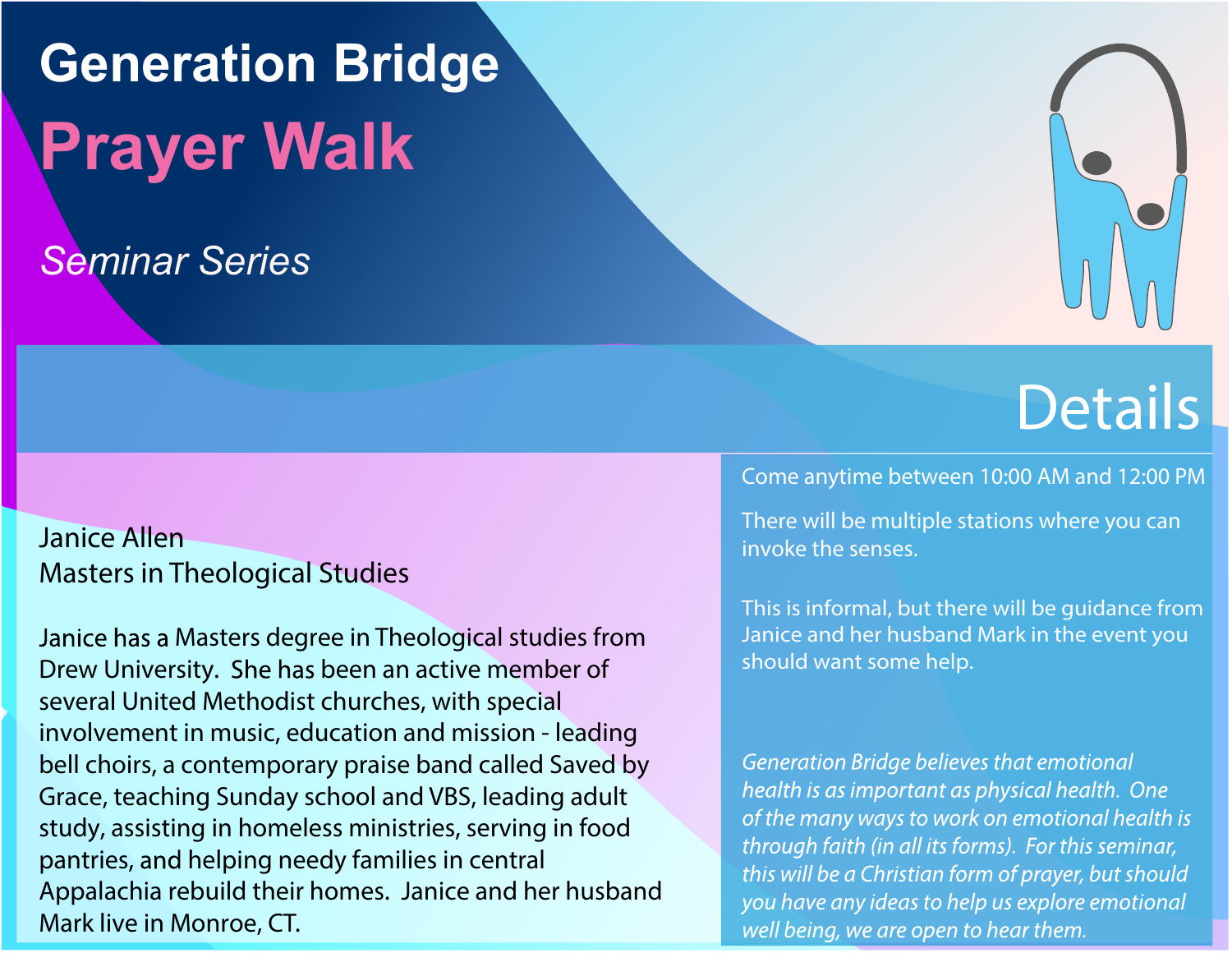# Generation Bridge

# Prayer Walk

*Seminar Series*

Janice Allen
Masters in Theological Studies

Janice has a Masters degree in Theological studies from Drew University. She has been an active member of several United Methodist churches, with special involvement in music, education and mission - leading bell choirs, a contemporary praise band called Saved by Grace, teaching Sunday school and VBS, leading adult study, assisting in homeless ministries, serving in food pantries, and helping needy families in central Appalachia rebuild their homes. Janice and her husband Mark live in Monroe, CT.

## Details

Come anytime between 10:00 AM and 12:00 PM

There will be multiple stations where you can invoke the senses.

This is informal, but there will be guidance from Janice and her husband Mark in the event you should want some help.

*Generation Bridge believes that emotional health is as important as physical health. One of the many ways to work on emotional health is through faith (in all its forms). For this seminar, this will be a Christian form of prayer, but should you have any ideas to help us explore emotional well being, we are open to hear them.*